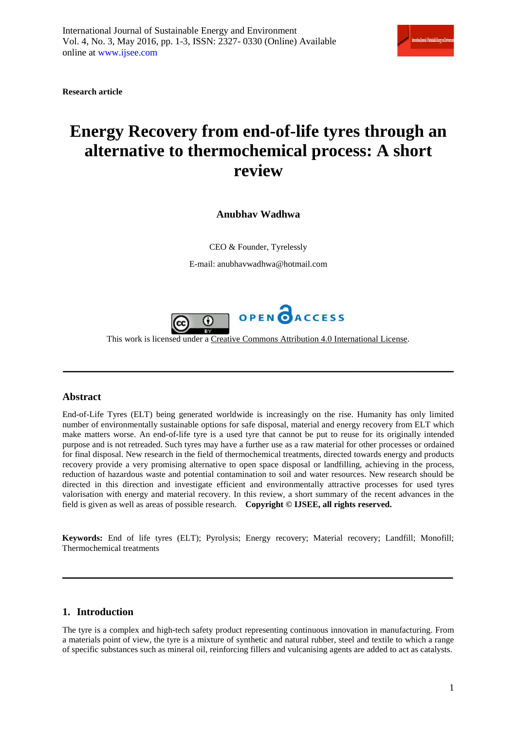Research article

# Energy Recovery from end-of-life tyres through an alternative to thermochemical process: A short review

**Anubhav Wadhwa**

CEO & Founder, Tyrelessly

E-mail: anubhavwadhwa@hotmail.com

This work is licensed under a Creative Commons Attribution 4.0 International License.

---

## Abstract

End-of-Life Tyres (ELT) being generated worldwide is increasingly on the rise. Humanity has only limited number of environmentally sustainable options for safe disposal, material and energy recovery from ELT which make matters worse. An end-of-life tyre is a used tyre that cannot be put to reuse for its originally intended purpose and is not retreaded. Such tyres may have a further use as a raw material for other processes or ordained for final disposal. New research in the field of thermochemical treatments, directed towards energy and products recovery provide a very promising alternative to open space disposal or landfilling, achieving in the process, reduction of hazardous waste and potential contamination to soil and water resources. New research should be directed in this direction and investigate efficient and environmentally attractive processes for used tyres valorisation with energy and material recovery. In this review, a short summary of the recent advances in the field is given as well as areas of possible research. **Copyright © IJSEE, all rights reserved.**

**Keywords:** End of life tyres (ELT); Pyrolysis; Energy recovery; Material recovery; Landfill; Monofill; Thermochemical treatments

---

## 1. Introduction

The tyre is a complex and high-tech safety product representing continuous innovation in manufacturing. From a materials point of view, the tyre is a mixture of synthetic and natural rubber, steel and textile to which a range of specific substances such as mineral oil, reinforcing fillers and vulcanising agents are added to act as catalysts.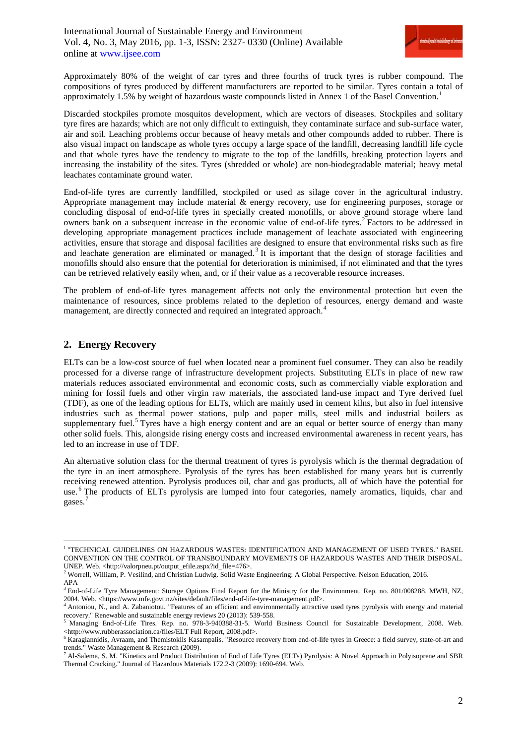Approximately 80% of the weight of car tyres and three fourths of truck tyres is rubber compound. The compositions of tyres produced by different manufacturers are reported to be similar. Tyres contain a total of approximately 1.5% by weight of hazardous waste compounds listed in Annex 1 of the Basel Convention.[1]

Discarded stockpiles promote mosquitos development, which are vectors of diseases. Stockpiles and solitary tyre fires are hazards; which are not only difficult to extinguish, they contaminate surface and sub-surface water, air and soil. Leaching problems occur because of heavy metals and other compounds added to rubber. There is also visual impact on landscape as whole tyres occupy a large space of the landfill, decreasing landfill life cycle and that whole tyres have the tendency to migrate to the top of the landfills, breaking protection layers and increasing the instability of the sites. Tyres (shredded or whole) are non-biodegradable material; heavy metal leachates contaminate ground water.

End-of-life tyres are currently landfilled, stockpiled or used as silage cover in the agricultural industry. Appropriate management may include material & energy recovery, use for engineering purposes, storage or concluding disposal of end-of-life tyres in specially created monofills, or above ground storage where land owners bank on a subsequent increase in the economic value of end-of-life tyres.[2] Factors to be addressed in developing appropriate management practices include management of leachate associated with engineering activities, ensure that storage and disposal facilities are designed to ensure that environmental risks such as fire and leachate generation are eliminated or managed.[3] It is important that the design of storage facilities and monofills should also ensure that the potential for deterioration is minimised, if not eliminated and that the tyres can be retrieved relatively easily when, and, or if their value as a recoverable resource increases.

The problem of end-of-life tyres management affects not only the environmental protection but even the maintenance of resources, since problems related to the depletion of resources, energy demand and waste management, are directly connected and required an integrated approach.[4]

## 2. Energy Recovery

ELTs can be a low-cost source of fuel when located near a prominent fuel consumer. They can also be readily processed for a diverse range of infrastructure development projects. Substituting ELTs in place of new raw materials reduces associated environmental and economic costs, such as commercially viable exploration and mining for fossil fuels and other virgin raw materials, the associated land-use impact and Tyre derived fuel (TDF), as one of the leading options for ELTs, which are mainly used in cement kilns, but also in fuel intensive industries such as thermal power stations, pulp and paper mills, steel mills and industrial boilers as supplementary fuel.[5] Tyres have a high energy content and are an equal or better source of energy than many other solid fuels. This, alongside rising energy costs and increased environmental awareness in recent years, has led to an increase in use of TDF.

An alternative solution class for the thermal treatment of tyres is pyrolysis which is the thermal degradation of the tyre in an inert atmosphere. Pyrolysis of the tyres has been established for many years but is currently receiving renewed attention. Pyrolysis produces oil, char and gas products, all of which have the potential for use.[6] The products of ELTs pyrolysis are lumped into four categories, namely aromatics, liquids, char and gases.[7]

---

[1] "TECHNICAL GUIDELINES ON HAZARDOUS WASTES: IDENTIFICATION AND MANAGEMENT OF USED TYRES." BASEL CONVENTION ON THE CONTROL OF TRANSBOUNDARY MOVEMENTS OF HAZARDOUS WASTES AND THEIR DISPOSAL. UNEP. Web. <http://valorpneu.pt/output_efile.aspx?id_file=476>.

[2] Worrell, William, P. Vesilind, and Christian Ludwig. Solid Waste Engineering: A Global Perspective. Nelson Education, 2016. APA

[3] End-of-Life Tyre Management: Storage Options Final Report for the Ministry for the Environment. Rep. no. 801/008288. MWH, NZ, 2004. Web. <https://www.mfe.govt.nz/sites/default/files/end-of-life-tyre-management.pdf>.

[4] Antoniou, N., and A. Zabaniotou. "Features of an efficient and environmentally attractive used tyres pyrolysis with energy and material recovery." Renewable and sustainable energy reviews 20 (2013): 539-558.

[5] Managing End-of-Life Tires. Rep. no. 978-3-940388-31-5. World Business Council for Sustainable Development, 2008. Web. <http://www.rubberassociation.ca/files/ELT Full Report, 2008.pdf>.

[6] Karagiannidis, Avraam, and Themistoklis Kasampalis. "Resource recovery from end-of-life tyres in Greece: a field survey, state-of-art and trends." Waste Management & Research (2009).

[7] Al-Salema, S. M. "Kinetics and Product Distribution of End of Life Tyres (ELTs) Pyrolysis: A Novel Approach in Polyisoprene and SBR Thermal Cracking." Journal of Hazardous Materials 172.2-3 (2009): 1690-694. Web.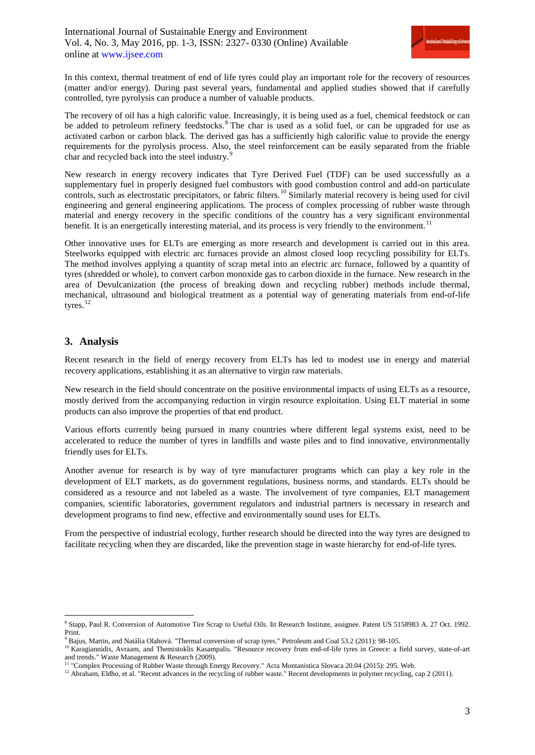In this context, thermal treatment of end of life tyres could play an important role for the recovery of resources (matter and/or energy). During past several years, fundamental and applied studies showed that if carefully controlled, tyre pyrolysis can produce a number of valuable products.

The recovery of oil has a high calorific value. Increasingly, it is being used as a fuel, chemical feedstock or can be added to petroleum refinery feedstocks.[8] The char is used as a solid fuel, or can be upgraded for use as activated carbon or carbon black. The derived gas has a sufficiently high calorific value to provide the energy requirements for the pyrolysis process. Also, the steel reinforcement can be easily separated from the friable char and recycled back into the steel industry.[9]

New research in energy recovery indicates that Tyre Derived Fuel (TDF) can be used successfully as a supplementary fuel in properly designed fuel combustors with good combustion control and add-on particulate controls, such as electrostatic precipitators, or fabric filters.[10] Similarly material recovery is being used for civil engineering and general engineering applications. The process of complex processing of rubber waste through material and energy recovery in the specific conditions of the country has a very significant environmental benefit. It is an energetically interesting material, and its process is very friendly to the environment.[11]

Other innovative uses for ELTs are emerging as more research and development is carried out in this area. Steelworks equipped with electric arc furnaces provide an almost closed loop recycling possibility for ELTs. The method involves applying a quantity of scrap metal into an electric arc furnace, followed by a quantity of tyres (shredded or whole), to convert carbon monoxide gas to carbon dioxide in the furnace. New research in the area of Devulcanization (the process of breaking down and recycling rubber) methods include thermal, mechanical, ultrasound and biological treatment as a potential way of generating materials from end-of-life tyres.[12]

## 3. Analysis

Recent research in the field of energy recovery from ELTs has led to modest use in energy and material recovery applications, establishing it as an alternative to virgin raw materials.

New research in the field should concentrate on the positive environmental impacts of using ELTs as a resource, mostly derived from the accompanying reduction in virgin resource exploitation. Using ELT material in some products can also improve the properties of that end product.

Various efforts currently being pursued in many countries where different legal systems exist, need to be accelerated to reduce the number of tyres in landfills and waste piles and to find innovative, environmentally friendly uses for ELTs.

Another avenue for research is by way of tyre manufacturer programs which can play a key role in the development of ELT markets, as do government regulations, business norms, and standards. ELTs should be considered as a resource and not labeled as a waste. The involvement of tyre companies, ELT management companies, scientific laboratories, government regulators and industrial partners is necessary in research and development programs to find new, effective and environmentally sound uses for ELTs.

From the perspective of industrial ecology, further research should be directed into the way tyres are designed to facilitate recycling when they are discarded, like the prevention stage in waste hierarchy for end-of-life tyres.

---

[8] Stapp, Paul R. Conversion of Automotive Tire Scrap to Useful Oils. Iit Research Institute, assignee. Patent US 5158983 A. 27 Oct. 1992. Print.

[9] Bajus, Martin, and Natália Olahová. "Thermal conversion of scrap tyres." Petroleum and Coal 53.2 (2011): 98-105.

[10] Karagiannidis, Avraam, and Themistoklis Kasampalis. "Resource recovery from end-of-life tyres in Greece: a field survey, state-of-art and trends." Waste Management & Research (2009).

[11] "Complex Processing of Rubber Waste through Energy Recovery." Acta Montanistica Slovaca 20.04 (2015): 295. Web.

[12] Abraham, Eldho, et al. "Recent advances in the recycling of rubber waste." Recent developments in polymer recycling, cap 2 (2011).